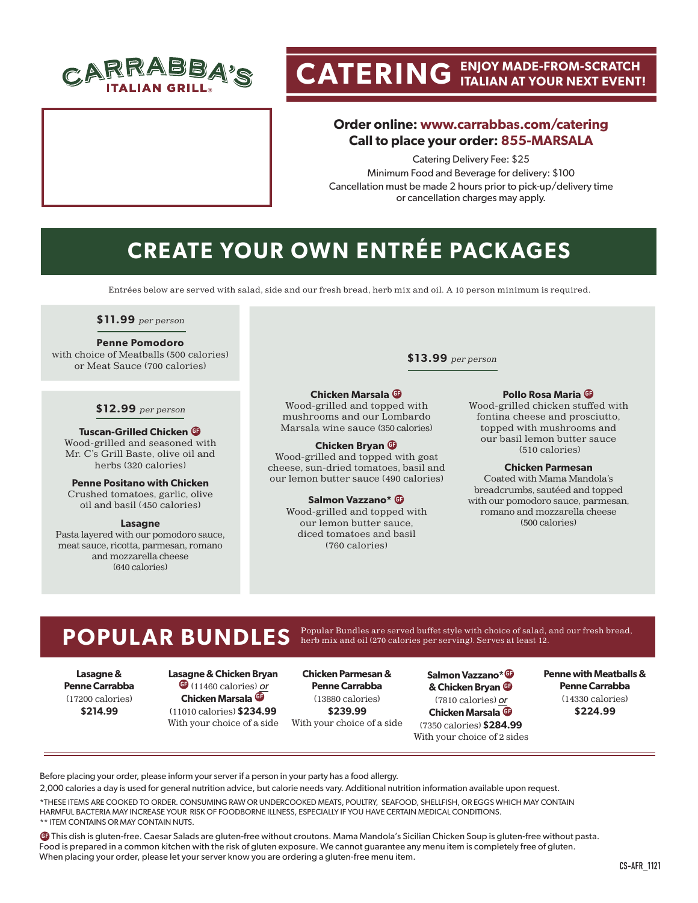# CARRABBA'S ITALIAN GRILL

# CATERING

**ENJOY MADE-FROM-SCRATCH ITALIAN AT YOUR NEXT EVENT!**

**Order online: www.carrabbas.com/catering**
**Call to place your order: 855-MARSALA**

Catering Delivery Fee: $25
Minimum Food and Beverage for delivery: $100
Cancellation must be made 2 hours prior to pick-up/delivery time or cancellation charges may apply.

## CREATE YOUR OWN ENTRÉE PACKAGES

Entrées below are served with salad, side and our fresh bread, herb mix and oil. A 10 person minimum is required.

### $11.99 *per person*

**Penne Pomodoro**
with choice of Meatballs (500 calories) or Meat Sauce (700 calories)

### $12.99 *per person*

**Tuscan-Grilled Chicken** GF
Wood-grilled and seasoned with Mr. C's Grill Baste, olive oil and herbs (320 calories)

**Penne Positano with Chicken**
Crushed tomatoes, garlic, olive oil and basil (450 calories)

**Lasagne**
Pasta layered with our pomodoro sauce, meat sauce, ricotta, parmesan, romano and mozzarella cheese (640 calories)

### $13.99 *per person*

**Chicken Marsala** GF
Wood-grilled and topped with mushrooms and our Lombardo Marsala wine sauce (350 calories)

**Chicken Bryan** GF
Wood-grilled and topped with goat cheese, sun-dried tomatoes, basil and our lemon butter sauce (490 calories)

**Salmon Vazzano*** GF
Wood-grilled and topped with our lemon butter sauce, diced tomatoes and basil (760 calories)

**Pollo Rosa Maria** GF
Wood-grilled chicken stuffed with fontina cheese and prosciutto, topped with mushrooms and our basil lemon butter sauce (510 calories)

**Chicken Parmesan**
Coated with Mama Mandola's breadcrumbs, sautéed and topped with our pomodoro sauce, parmesan, romano and mozzarella cheese (500 calories)

## POPULAR BUNDLES

Popular Bundles are served buffet style with choice of salad, and our fresh bread, herb mix and oil (270 calories per serving). Serves at least 12.

**Lasagne & Penne Carrabba**
(17200 calories)
**$214.99**

**Lasagne & Chicken Bryan** GF (11460 calories) *or* **Chicken Marsala** GF (11010 calories) **$234.99**
With your choice of a side

**Chicken Parmesan & Penne Carrabba**
(13880 calories)
**$239.99**
With your choice of a side

**Salmon Vazzano*** GF **& Chicken Bryan** GF (7810 calories) *or* **Chicken Marsala** GF (7350 calories) **$284.99**
With your choice of 2 sides

**Penne with Meatballs & Penne Carrabba**
(14330 calories)
**$224.99**

---

Before placing your order, please inform your server if a person in your party has a food allergy.

2,000 calories a day is used for general nutrition advice, but calorie needs vary. Additional nutrition information available upon request.

*THESE ITEMS ARE COOKED TO ORDER. CONSUMING RAW OR UNDERCOOKED MEATS, POULTRY, SEAFOOD, SHELLFISH, OR EGGS WHICH MAY CONTAIN HARMFUL BACTERIA MAY INCREASE YOUR RISK OF FOODBORNE ILLNESS, ESPECIALLY IF YOU HAVE CERTAIN MEDICAL CONDITIONS.
** ITEM CONTAINS OR MAY CONTAIN NUTS.

GF This dish is gluten-free. Caesar Salads are gluten-free without croutons. Mama Mandola's Sicilian Chicken Soup is gluten-free without pasta. Food is prepared in a common kitchen with the risk of gluten exposure. We cannot guarantee any menu item is completely free of gluten. When placing your order, please let your server know you are ordering a gluten-free menu item.

CS-AFR_1121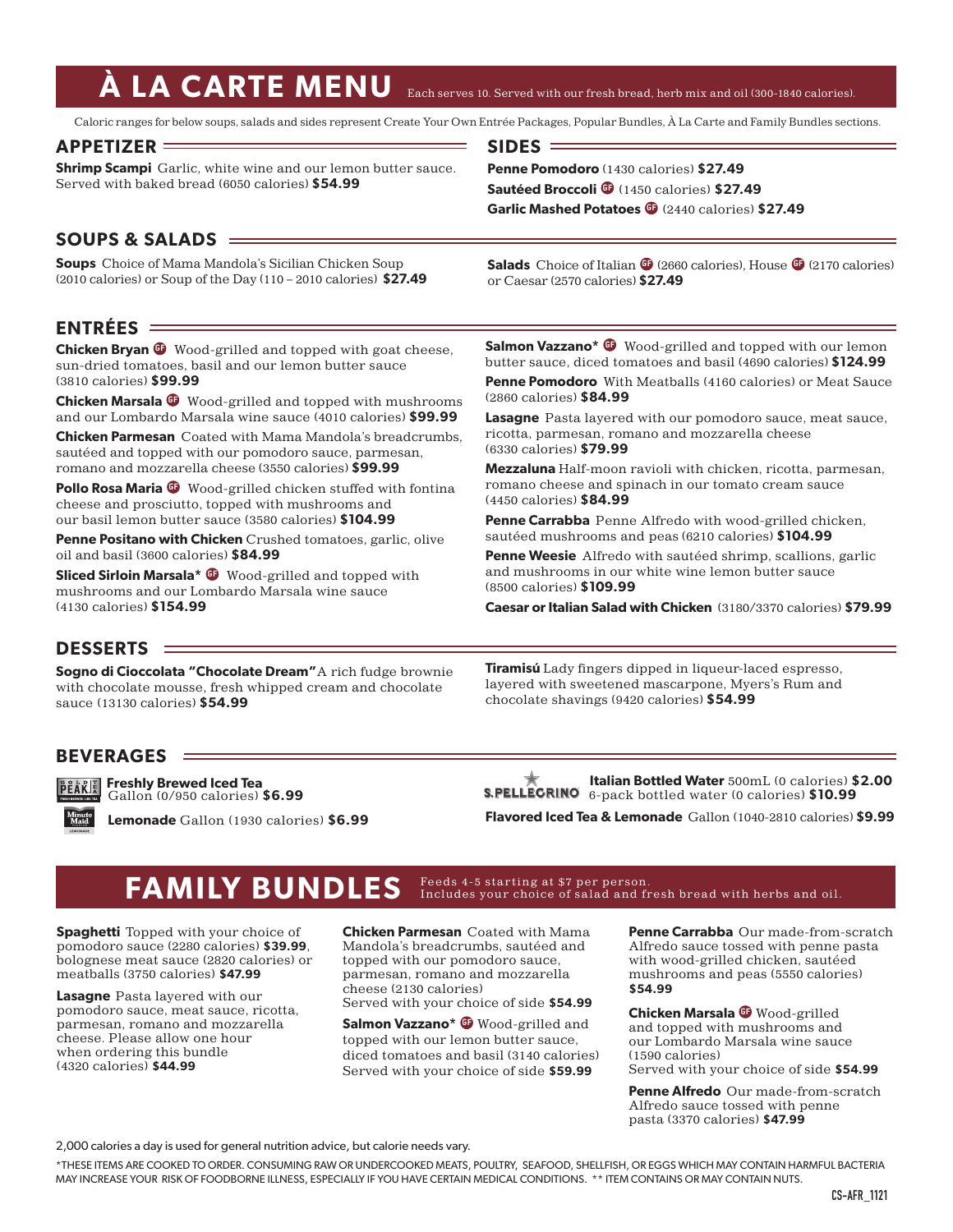# À LA CARTE MENU

Each serves 10. Served with our fresh bread, herb mix and oil (300-1840 calories).

Caloric ranges for below soups, salads and sides represent Create Your Own Entrée Packages, Popular Bundles, À La Carte and Family Bundles sections.

## APPETIZER

**Shrimp Scampi** Garlic, white wine and our lemon butter sauce. Served with baked bread (6050 calories) **$54.99**

## SIDES

**Penne Pomodoro** (1430 calories) **$27.49**

**Sautéed Broccoli** GF (1450 calories) **$27.49**

**Garlic Mashed Potatoes** GF (2440 calories) **$27.49**

## SOUPS & SALADS

**Soups** Choice of Mama Mandola's Sicilian Chicken Soup (2010 calories) or Soup of the Day (110 – 2010 calories) **$27.49**

**Salads** Choice of Italian GF (2660 calories), House GF (2170 calories) or Caesar (2570 calories) **$27.49**

## ENTRÉES

**Chicken Bryan** GF Wood-grilled and topped with goat cheese, sun-dried tomatoes, basil and our lemon butter sauce (3810 calories) **$99.99**

**Chicken Marsala** GF Wood-grilled and topped with mushrooms and our Lombardo Marsala wine sauce (4010 calories) **$99.99**

**Chicken Parmesan** Coated with Mama Mandola's breadcrumbs, sautéed and topped with our pomodoro sauce, parmesan, romano and mozzarella cheese (3550 calories) **$99.99**

**Pollo Rosa Maria** GF Wood-grilled chicken stuffed with fontina cheese and prosciutto, topped with mushrooms and our basil lemon butter sauce (3580 calories) **$104.99**

**Penne Positano with Chicken** Crushed tomatoes, garlic, olive oil and basil (3600 calories) **$84.99**

**Sliced Sirloin Marsala*** GF Wood-grilled and topped with mushrooms and our Lombardo Marsala wine sauce (4130 calories) **$154.99**

**Salmon Vazzano*** GF Wood-grilled and topped with our lemon butter sauce, diced tomatoes and basil (4690 calories) **$124.99**

**Penne Pomodoro** With Meatballs (4160 calories) or Meat Sauce (2860 calories) **$84.99**

**Lasagne** Pasta layered with our pomodoro sauce, meat sauce, ricotta, parmesan, romano and mozzarella cheese (6330 calories) **$79.99**

**Mezzaluna** Half-moon ravioli with chicken, ricotta, parmesan, romano cheese and spinach in our tomato cream sauce (4450 calories) **$84.99**

**Penne Carrabba** Penne Alfredo with wood-grilled chicken, sautéed mushrooms and peas (6210 calories) **$104.99**

**Penne Weesie** Alfredo with sautéed shrimp, scallions, garlic and mushrooms in our white wine lemon butter sauce (8500 calories) **$109.99**

**Caesar or Italian Salad with Chicken** (3180/3370 calories) **$79.99**

## DESSERTS

**Sogno di Cioccolata "Chocolate Dream"** A rich fudge brownie with chocolate mousse, fresh whipped cream and chocolate sauce (13130 calories) **$54.99**

**Tiramisú** Lady fingers dipped in liqueur-laced espresso, layered with sweetened mascarpone, Myers's Rum and chocolate shavings (9420 calories) **$54.99**

## BEVERAGES

**Freshly Brewed Iced Tea** Gallon (0/950 calories) **$6.99**

**Lemonade** Gallon (1930 calories) **$6.99**

**Italian Bottled Water** 500mL (0 calories) **$2.00**
6-pack bottled water (0 calories) **$10.99**

**Flavored Iced Tea & Lemonade** Gallon (1040-2810 calories) **$9.99**

# FAMILY BUNDLES

Feeds 4-5 starting at $7 per person. Includes your choice of salad and fresh bread with herbs and oil.

**Spaghetti** Topped with your choice of pomodoro sauce (2280 calories) **$39.99**, bolognese meat sauce (2820 calories) or meatballs (3750 calories) **$47.99**

**Lasagne** Pasta layered with our pomodoro sauce, meat sauce, ricotta, parmesan, romano and mozzarella cheese. Please allow one hour when ordering this bundle (4320 calories) **$44.99**

**Chicken Parmesan** Coated with Mama Mandola's breadcrumbs, sautéed and topped with our pomodoro sauce, parmesan, romano and mozzarella cheese (2130 calories)
Served with your choice of side **$54.99**

**Salmon Vazzano*** GF Wood-grilled and topped with our lemon butter sauce, diced tomatoes and basil (3140 calories)
Served with your choice of side **$59.99**

**Penne Carrabba** Our made-from-scratch Alfredo sauce tossed with penne pasta with wood-grilled chicken, sautéed mushrooms and peas (5550 calories) **$54.99**

**Chicken Marsala** GF Wood-grilled and topped with mushrooms and our Lombardo Marsala wine sauce (1590 calories)
Served with your choice of side **$54.99**

**Penne Alfredo** Our made-from-scratch Alfredo sauce tossed with penne pasta (3370 calories) **$47.99**

2,000 calories a day is used for general nutrition advice, but calorie needs vary.

*THESE ITEMS ARE COOKED TO ORDER. CONSUMING RAW OR UNDERCOOKED MEATS, POULTRY, SEAFOOD, SHELLFISH, OR EGGS WHICH MAY CONTAIN HARMFUL BACTERIA MAY INCREASE YOUR RISK OF FOODBORNE ILLNESS, ESPECIALLY IF YOU HAVE CERTAIN MEDICAL CONDITIONS. ** ITEM CONTAINS OR MAY CONTAIN NUTS.

CS-AFR_1121